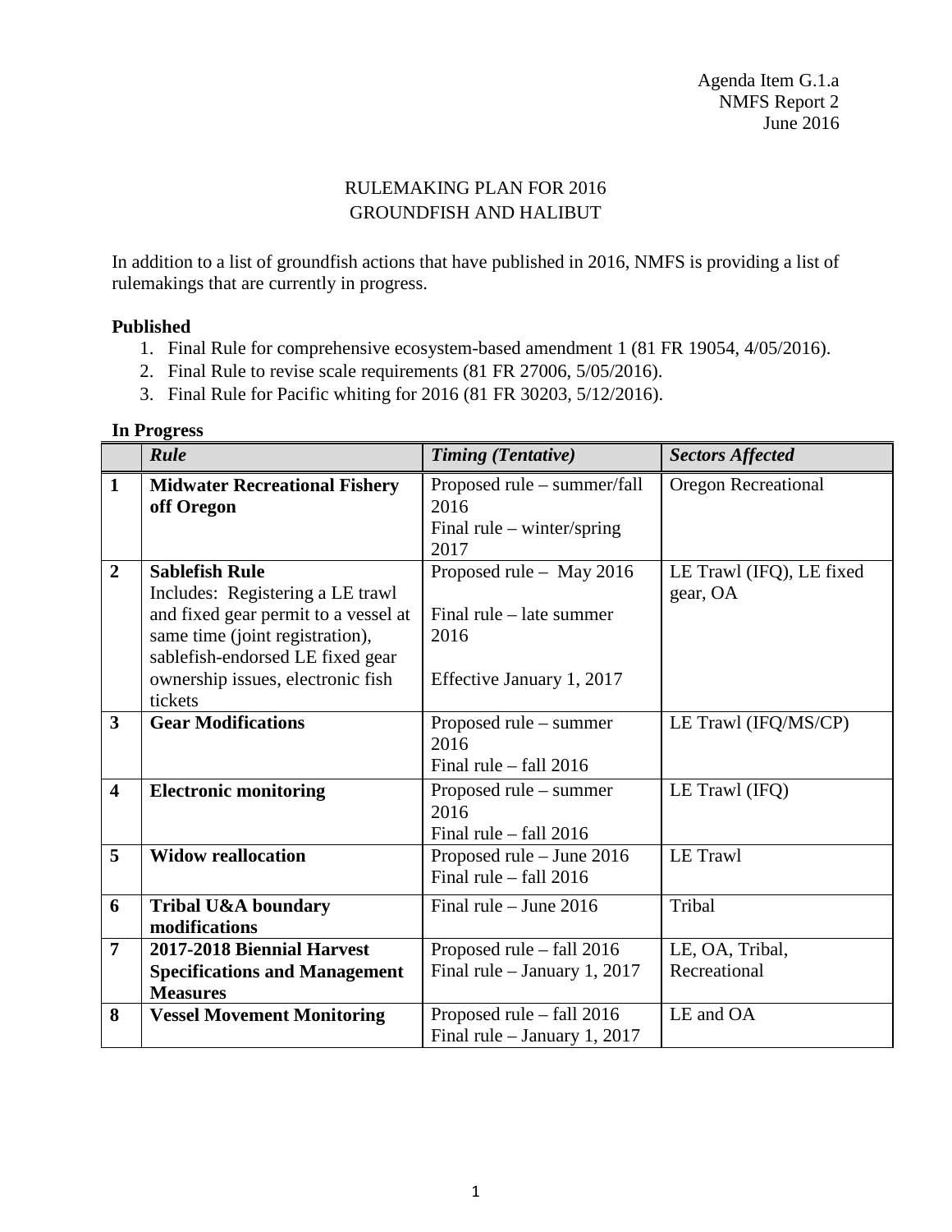Agenda Item G.1.a
NMFS Report 2
June 2016

# RULEMAKING PLAN FOR 2016
# GROUNDFISH AND HALIBUT

In addition to a list of groundfish actions that have published in 2016, NMFS is providing a list of rulemakings that are currently in progress.

**Published**

1. Final Rule for comprehensive ecosystem-based amendment 1 (81 FR 19054, 4/05/2016).
2. Final Rule to revise scale requirements (81 FR 27006, 5/05/2016).
3. Final Rule for Pacific whiting for 2016 (81 FR 30203, 5/12/2016).

**In Progress**

| | ***Rule*** | ***Timing (Tentative)*** | ***Sectors Affected*** |
|---|---|---|---|
| **1** | **Midwater Recreational Fishery off Oregon** | Proposed rule – summer/fall 2016<br>Final rule – winter/spring 2017 | Oregon Recreational |
| **2** | **Sablefish Rule**<br>Includes: Registering a LE trawl and fixed gear permit to a vessel at same time (joint registration), sablefish-endorsed LE fixed gear ownership issues, electronic fish tickets | Proposed rule – May 2016<br><br>Final rule – late summer 2016<br><br>Effective January 1, 2017 | LE Trawl (IFQ), LE fixed gear, OA |
| **3** | **Gear Modifications** | Proposed rule – summer 2016<br>Final rule – fall 2016 | LE Trawl (IFQ/MS/CP) |
| **4** | **Electronic monitoring** | Proposed rule – summer 2016<br>Final rule – fall 2016 | LE Trawl (IFQ) |
| **5** | **Widow reallocation** | Proposed rule – June 2016<br>Final rule – fall 2016 | LE Trawl |
| **6** | **Tribal U&A boundary modifications** | Final rule – June 2016 | Tribal |
| **7** | **2017-2018 Biennial Harvest Specifications and Management Measures** | Proposed rule – fall 2016<br>Final rule – January 1, 2017 | LE, OA, Tribal, Recreational |
| **8** | **Vessel Movement Monitoring** | Proposed rule – fall 2016<br>Final rule – January 1, 2017 | LE and OA |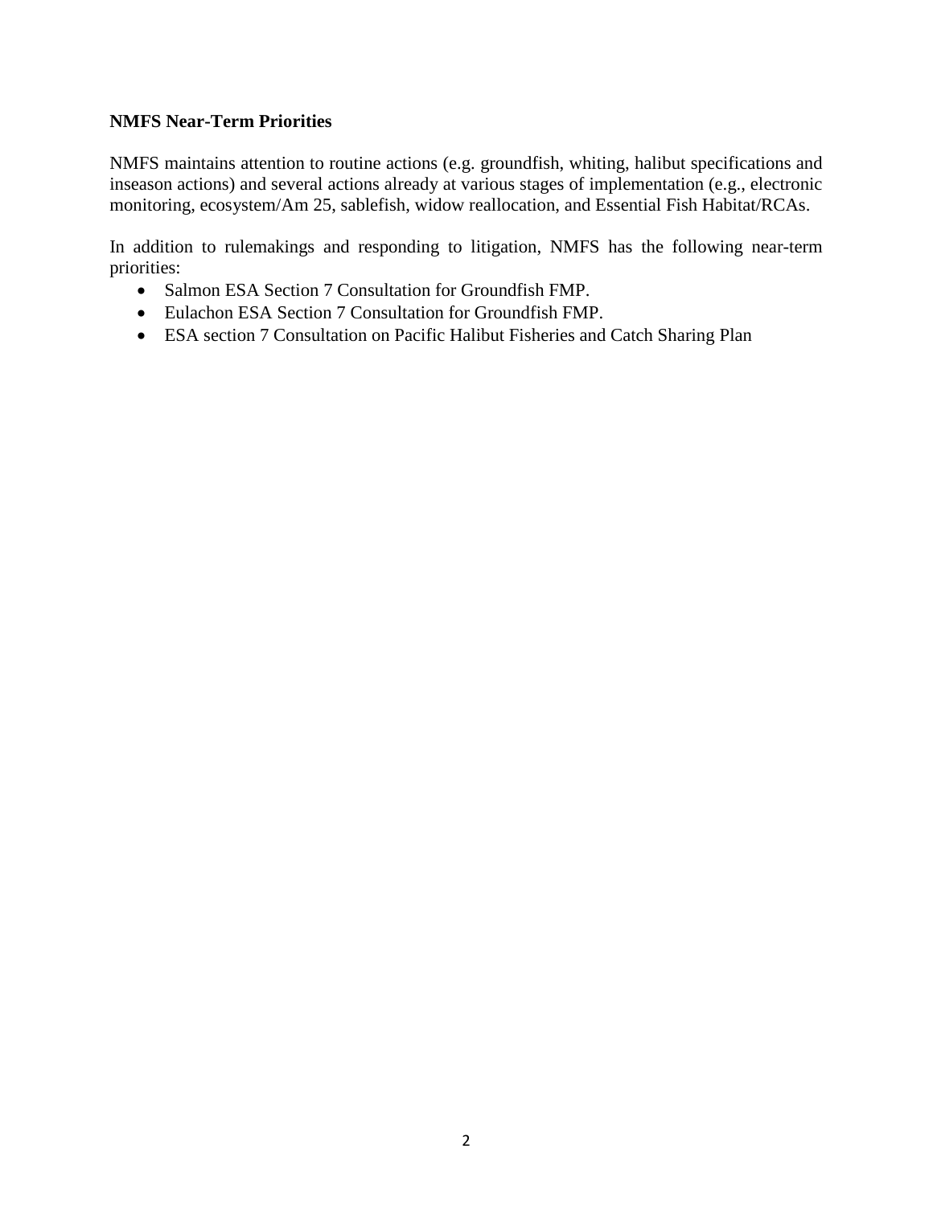**NMFS Near-Term Priorities**

NMFS maintains attention to routine actions (e.g. groundfish, whiting, halibut specifications and inseason actions) and several actions already at various stages of implementation (e.g., electronic monitoring, ecosystem/Am 25, sablefish, widow reallocation, and Essential Fish Habitat/RCAs.

In addition to rulemakings and responding to litigation, NMFS has the following near-term priorities:

- Salmon ESA Section 7 Consultation for Groundfish FMP.
- Eulachon ESA Section 7 Consultation for Groundfish FMP.
- ESA section 7 Consultation on Pacific Halibut Fisheries and Catch Sharing Plan